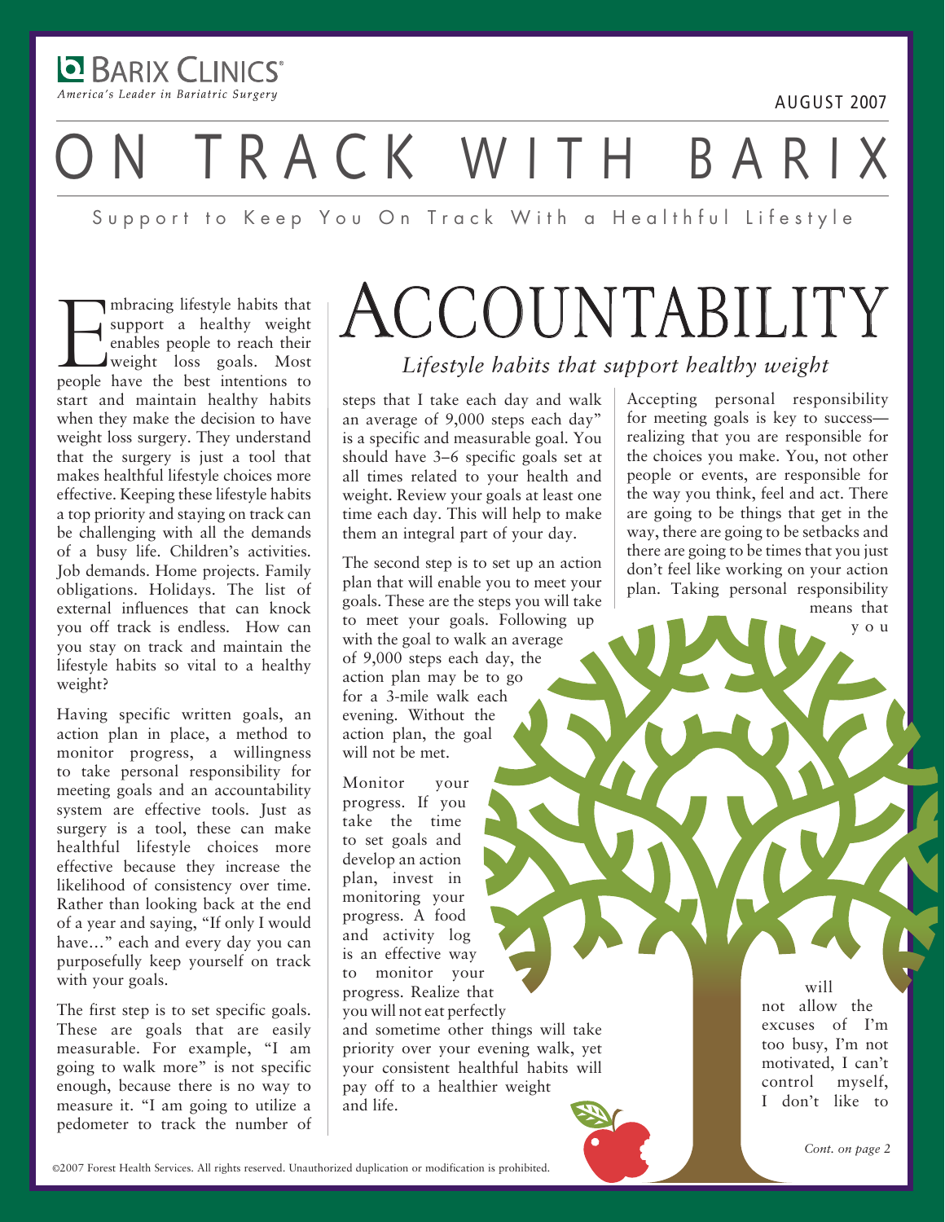BARIX CLINICS®

*America's Leader in Bariatric Surgery*

AUGUST 2007

# ON TRACK WITH BARIX

Support to Keep You On Track With a Healthful Lifestyle

## ACCOUNTABILITY

### *Lifestyle habits that support healthy weight*

Embracing lifestyle habits that support a healthy weight enables people to reach their weight loss goals. Most people have the best intentions to start and maintain healthy habits when they make the decision to have weight loss surgery. They understand that the surgery is just a tool that makes healthful lifestyle choices more effective. Keeping these lifestyle habits a top priority and staying on track can be challenging with all the demands of a busy life. Children's activities. Job demands. Home projects. Family obligations. Holidays. The list of external influences that can knock you off track is endless. How can you stay on track and maintain the lifestyle habits so vital to a healthy weight?

Having specific written goals, an action plan in place, a method to monitor progress, a willingness to take personal responsibility for meeting goals and an accountability system are effective tools. Just as surgery is a tool, these can make healthful lifestyle choices more effective because they increase the likelihood of consistency over time. Rather than looking back at the end of a year and saying, "If only I would have…" each and every day you can purposefully keep yourself on track with your goals.

The first step is to set specific goals. These are goals that are easily measurable. For example, "I am going to walk more" is not specific enough, because there is no way to measure it. "I am going to utilize a pedometer to track the number of steps that I take each day and walk an average of 9,000 steps each day" is a specific and measurable goal. You should have 3–6 specific goals set at all times related to your health and weight. Review your goals at least one time each day. This will help to make them an integral part of your day.

The second step is to set up an action plan that will enable you to meet your goals. These are the steps you will take to meet your goals. Following up with the goal to walk an average of 9,000 steps each day, the action plan may be to go for a 3-mile walk each evening. Without the action plan, the goal will not be met.

Monitor your progress. If you take the time to set goals and develop an action plan, invest in monitoring your progress. A food and activity log is an effective way to monitor your progress. Realize that you will not eat perfectly and sometime other things will take priority over your evening walk, yet your consistent healthful habits will pay off to a healthier weight and life.

Accepting personal responsibility for meeting goals is key to success—realizing that you are responsible for the choices you make. You, not other people or events, are responsible for the way you think, feel and act. There are going to be things that get in the way, there are going to be setbacks and there are going to be times that you just don't feel like working on your action plan. Taking personal responsibility means that you will not allow the excuses of I'm too busy, I'm not motivated, I can't control myself, I don't like to

*Cont. on page 2*

©2007 Forest Health Services. All rights reserved. Unauthorized duplication or modification is prohibited.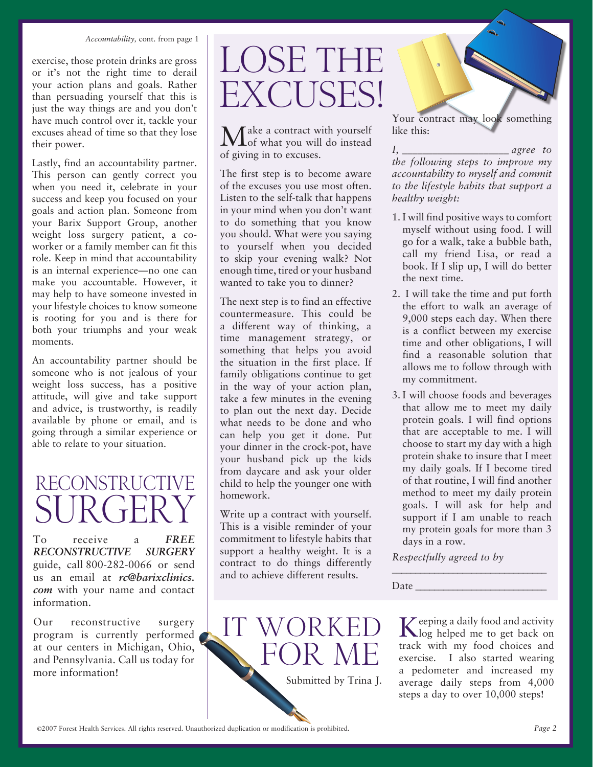*Accountability,* cont. from page 1

exercise, those protein drinks are gross or it's not the right time to derail your action plans and goals. Rather than persuading yourself that this is just the way things are and you don't have much control over it, tackle your excuses ahead of time so that they lose their power.

Lastly, find an accountability partner. This person can gently correct you when you need it, celebrate in your success and keep you focused on your goals and action plan. Someone from your Barix Support Group, another weight loss surgery patient, a co-worker or a family member can fit this role. Keep in mind that accountability is an internal experience—no one can make you accountable. However, it may help to have someone invested in your lifestyle choices to know someone is rooting for you and is there for both your triumphs and your weak moments.

An accountability partner should be someone who is not jealous of your weight loss success, has a positive attitude, will give and take support and advice, is trustworthy, is readily available by phone or email, and is going through a similar experience or able to relate to your situation.

# RECONSTRUCTIVE SURGERY

To receive a ***FREE RECONSTRUCTIVE SURGERY*** guide, call 800-282-0066 or send us an email at ***rc@barixclinics.com*** with your name and contact information.

Our reconstructive surgery program is currently performed at our centers in Michigan, Ohio, and Pennsylvania. Call us today for more information!

# LOSE THE EXCUSES!

Make a contract with yourself of what you will do instead of giving in to excuses.

The first step is to become aware of the excuses you use most often. Listen to the self-talk that happens in your mind when you don't want to do something that you know you should. What were you saying to yourself when you decided to skip your evening walk? Not enough time, tired or your husband wanted to take you to dinner?

The next step is to find an effective countermeasure. This could be a different way of thinking, a time management strategy, or something that helps you avoid the situation in the first place. If family obligations continue to get in the way of your action plan, take a few minutes in the evening to plan out the next day. Decide what needs to be done and who can help you get it done. Put your dinner in the crock-pot, have your husband pick up the kids from daycare and ask your older child to help the younger one with homework.

Write up a contract with yourself. This is a visible reminder of your commitment to lifestyle habits that support a healthy weight. It is a contract to do things differently and to achieve different results.

Your contract may look something like this:

*I, ____________________ agree to the following steps to improve my accountability to myself and commit to the lifestyle habits that support a healthy weight:*

1. I will find positive ways to comfort myself without using food. I will go for a walk, take a bubble bath, call my friend Lisa, or read a book. If I slip up, I will do better the next time.
2. I will take the time and put forth the effort to walk an average of 9,000 steps each day. When there is a conflict between my exercise time and other obligations, I will find a reasonable solution that allows me to follow through with my commitment.
3. I will choose foods and beverages that allow me to meet my daily protein goals. I will find options that are acceptable to me. I will choose to start my day with a high protein shake to insure that I meet my daily goals. If I become tired of that routine, I will find another method to meet my daily protein goals. I will ask for help and support if I am unable to reach my protein goals for more than 3 days in a row.

*Respectfully agreed to by*

______________________________

Date __________________________

# IT WORKED FOR ME

Submitted by Trina J.

Keeping a daily food and activity log helped me to get back on track with my food choices and exercise. I also started wearing a pedometer and increased my average daily steps from 4,000 steps a day to over 10,000 steps!

©2007 Forest Health Services. All rights reserved. Unauthorized duplication or modification is prohibited.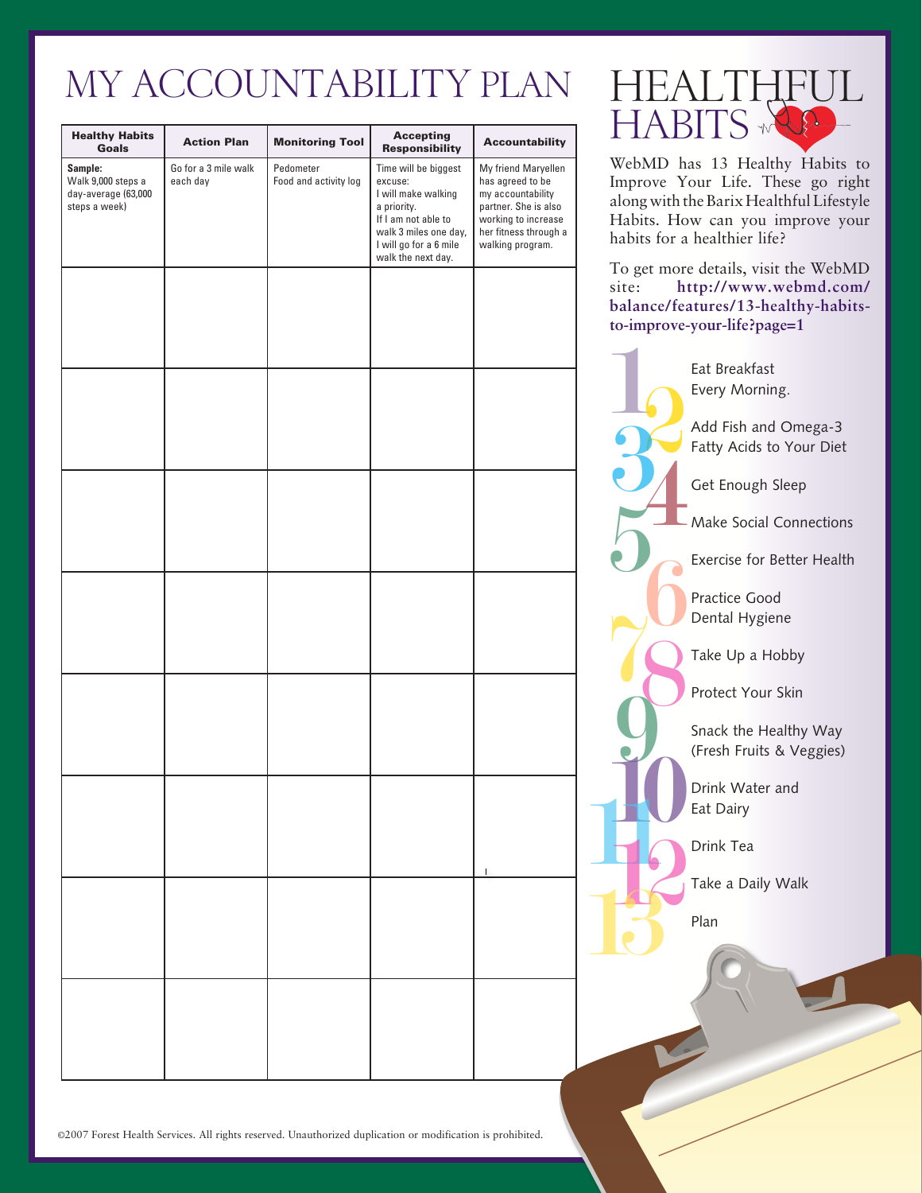# MY ACCOUNTABILITY PLAN

| Healthy Habits Goals | Action Plan | Monitoring Tool | Accepting Responsibility | Accountability |
|---|---|---|---|---|
| **Sample:** Walk 9,000 steps a day-average (63,000 steps a week) | Go for a 3 mile walk each day | Pedometer Food and activity log | Time will be biggest excuse: I will make walking a priority. If I am not able to walk 3 miles one day, I will go for a 6 mile walk the next day. | My friend Maryellen has agreed to be my accountability partner. She is also working to increase her fitness through a walking program. |
| | | | | |
| | | | | |
| | | | | |
| | | | | |
| | | | | |
| | | | | |
| | | | | |
| | | | | |

©2007 Forest Health Services. All rights reserved. Unauthorized duplication or modification is prohibited.

# HEALTHFUL HABITS

WebMD has 13 Healthy Habits to Improve Your Life. These go right along with the Barix Healthful Lifestyle Habits. How can you improve your habits for a healthier life?

To get more details, visit the WebMD site: **http://www.webmd.com/balance/features/13-healthy-habits-to-improve-your-life?page=1**

1. Eat Breakfast Every Morning.
2. Add Fish and Omega-3 Fatty Acids to Your Diet
3. Get Enough Sleep
4. Make Social Connections
5. Exercise for Better Health
6. Practice Good Dental Hygiene
7. Take Up a Hobby
8. Protect Your Skin
9. Snack the Healthy Way (Fresh Fruits & Veggies)
10. Drink Water and Eat Dairy
11. Drink Tea
12. Take a Daily Walk
13. Plan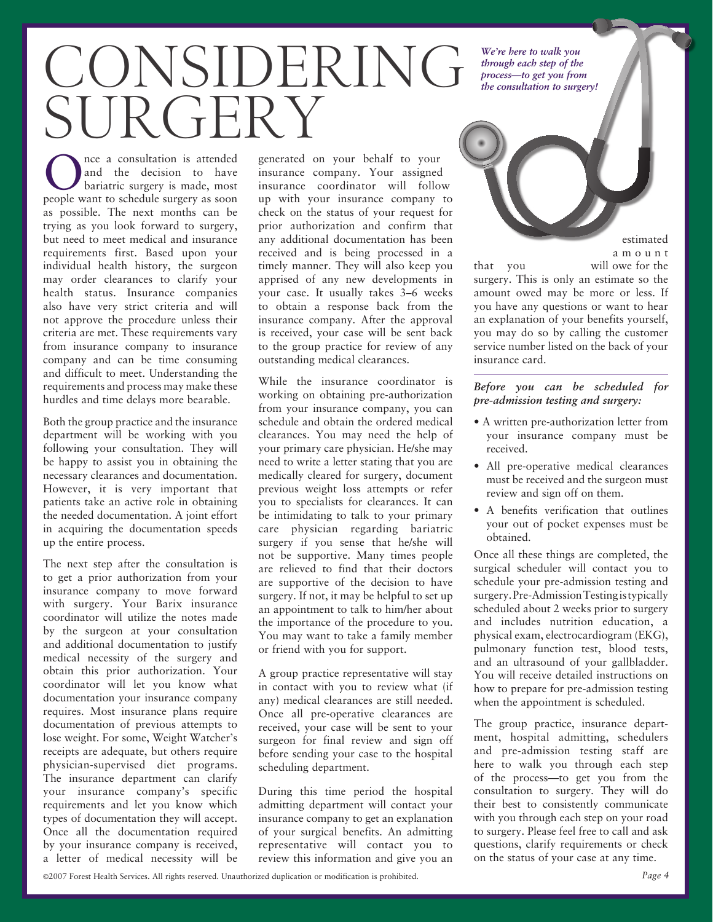# CONSIDERING SURGERY

*We're here to walk you through each step of the process—to get you from the consultation to surgery!*

Once a consultation is attended and the decision to have bariatric surgery is made, most people want to schedule surgery as soon as possible. The next months can be trying as you look forward to surgery, but need to meet medical and insurance requirements first. Based upon your individual health history, the surgeon may order clearances to clarify your health status. Insurance companies also have very strict criteria and will not approve the procedure unless their criteria are met. These requirements vary from insurance company to insurance company and can be time consuming and difficult to meet. Understanding the requirements and process may make these hurdles and time delays more bearable.

Both the group practice and the insurance department will be working with you following your consultation. They will be happy to assist you in obtaining the necessary clearances and documentation. However, it is very important that patients take an active role in obtaining the needed documentation. A joint effort in acquiring the documentation speeds up the entire process.

The next step after the consultation is to get a prior authorization from your insurance company to move forward with surgery. Your Barix insurance coordinator will utilize the notes made by the surgeon at your consultation and additional documentation to justify medical necessity of the surgery and obtain this prior authorization. Your coordinator will let you know what documentation your insurance company requires. Most insurance plans require documentation of previous attempts to lose weight. For some, Weight Watcher's receipts are adequate, but others require physician-supervised diet programs. The insurance department can clarify your insurance company's specific requirements and let you know which types of documentation they will accept. Once all the documentation required by your insurance company is received, a letter of medical necessity will be generated on your behalf to your insurance company. Your assigned insurance coordinator will follow up with your insurance company to check on the status of your request for prior authorization and confirm that any additional documentation has been received and is being processed in a timely manner. They will also keep you apprised of any new developments in your case. It usually takes 3–6 weeks to obtain a response back from the insurance company. After the approval is received, your case will be sent back to the group practice for review of any outstanding medical clearances.

While the insurance coordinator is working on obtaining pre-authorization from your insurance company, you can schedule and obtain the ordered medical clearances. You may need the help of your primary care physician. He/she may need to write a letter stating that you are medically cleared for surgery, document previous weight loss attempts or refer you to specialists for clearances. It can be intimidating to talk to your primary care physician regarding bariatric surgery if you sense that he/she will not be supportive. Many times people are relieved to find that their doctors are supportive of the decision to have surgery. If not, it may be helpful to set up an appointment to talk to him/her about the importance of the procedure to you. You may want to take a family member or friend with you for support.

A group practice representative will stay in contact with you to review what (if any) medical clearances are still needed. Once all pre-operative clearances are received, your case will be sent to your surgeon for final review and sign off before sending your case to the hospital scheduling department.

During this time period the hospital admitting department will contact your insurance company to get an explanation of your surgical benefits. An admitting representative will contact you to review this information and give you an estimated amount that you will owe for the surgery. This is only an estimate so the amount owed may be more or less. If you have any questions or want to hear an explanation of your benefits yourself, you may do so by calling the customer service number listed on the back of your insurance card.

***Before you can be scheduled for pre-admission testing and surgery:***

- A written pre-authorization letter from your insurance company must be received.
- All pre-operative medical clearances must be received and the surgeon must review and sign off on them.
- A benefits verification that outlines your out of pocket expenses must be obtained.

Once all these things are completed, the surgical scheduler will contact you to schedule your pre-admission testing and surgery. Pre-Admission Testing is typically scheduled about 2 weeks prior to surgery and includes nutrition education, a physical exam, electrocardiogram (EKG), pulmonary function test, blood tests, and an ultrasound of your gallbladder. You will receive detailed instructions on how to prepare for pre-admission testing when the appointment is scheduled.

The group practice, insurance department, hospital admitting, schedulers and pre-admission testing staff are here to walk you through each step of the process—to get you from the consultation to surgery. They will do their best to consistently communicate with you through each step on your road to surgery. Please feel free to call and ask questions, clarify requirements or check on the status of your case at any time.

©2007 Forest Health Services. All rights reserved. Unauthorized duplication or modification is prohibited.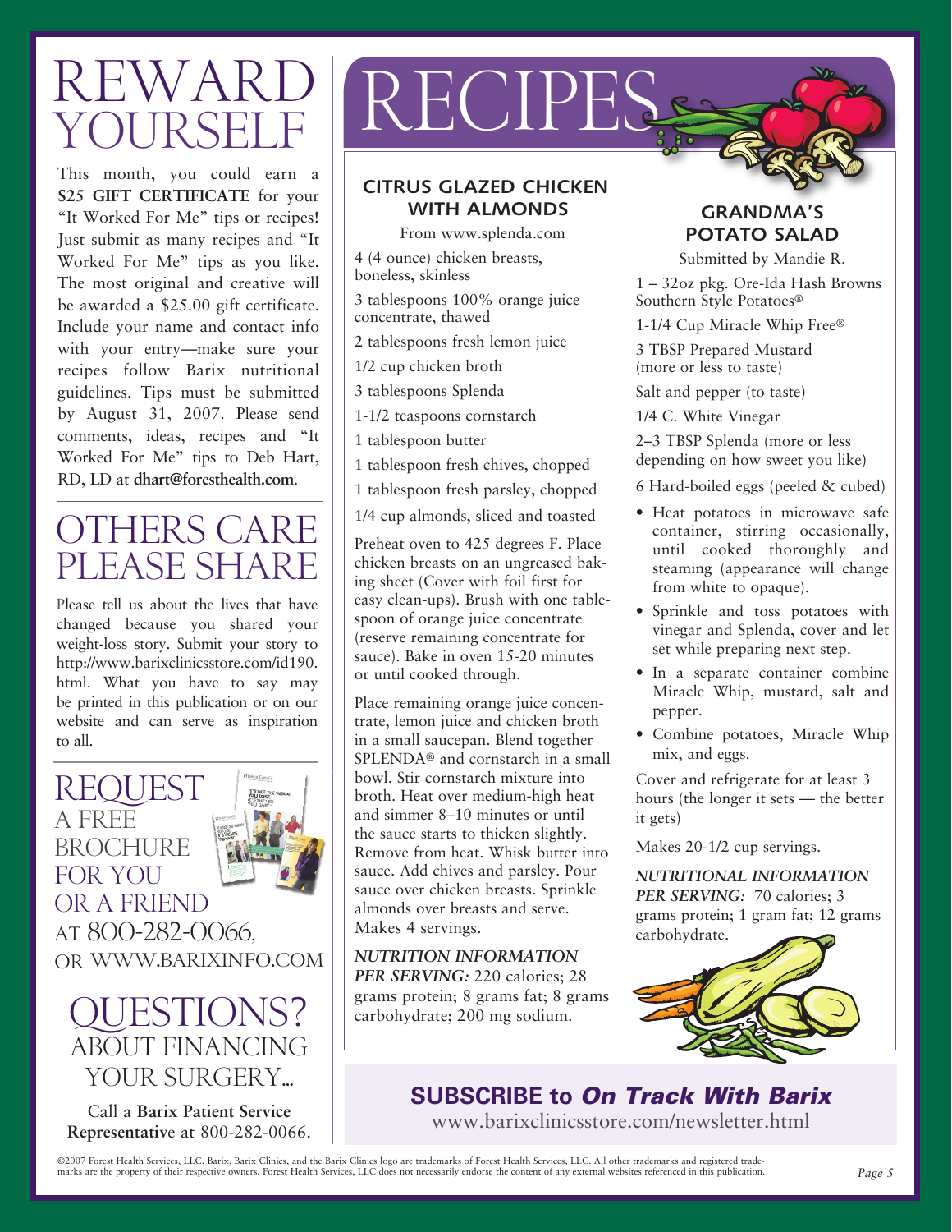# REWARD YOURSELF

This month, you could earn a **$25 GIFT CERTIFICATE** for your "It Worked For Me" tips or recipes! Just submit as many recipes and "It Worked For Me" tips as you like. The most original and creative will be awarded a $25.00 gift certificate. Include your name and contact info with your entry—make sure your recipes follow Barix nutritional guidelines. Tips must be submitted by August 31, 2007. Please send comments, ideas, recipes and "It Worked For Me" tips to Deb Hart, RD, LD at **dhart@foresthealth.com**.

# OTHERS CARE PLEASE SHARE

Please tell us about the lives that have changed because you shared your weight-loss story. Submit your story to http://www.barixclinicsstore.com/id190.html. What you have to say may be printed in this publication or on our website and can serve as inspiration to all.

# REQUEST A FREE BROCHURE FOR YOU OR A FRIEND

AT 800-282-0066, OR WWW.BARIXINFO.COM

# QUESTIONS? ABOUT FINANCING YOUR SURGERY...

Call a **Barix Patient Service Representative** at 800-282-0066.

# RECIPES

## CITRUS GLAZED CHICKEN WITH ALMONDS

From www.splenda.com

4 (4 ounce) chicken breasts, boneless, skinless

3 tablespoons 100% orange juice concentrate, thawed

2 tablespoons fresh lemon juice

1/2 cup chicken broth

3 tablespoons Splenda

1-1/2 teaspoons cornstarch

1 tablespoon butter

1 tablespoon fresh chives, chopped

1 tablespoon fresh parsley, chopped

1/4 cup almonds, sliced and toasted

Preheat oven to 425 degrees F. Place chicken breasts on an ungreased baking sheet (Cover with foil first for easy clean-ups). Brush with one tablespoon of orange juice concentrate (reserve remaining concentrate for sauce). Bake in oven 15-20 minutes or until cooked through.

Place remaining orange juice concentrate, lemon juice and chicken broth in a small saucepan. Blend together SPLENDA® and cornstarch in a small bowl. Stir cornstarch mixture into broth. Heat over medium-high heat and simmer 8–10 minutes or until the sauce starts to thicken slightly. Remove from heat. Whisk butter into sauce. Add chives and parsley. Pour sauce over chicken breasts. Sprinkle almonds over breasts and serve. Makes 4 servings.

***NUTRITION INFORMATION PER SERVING:*** 220 calories; 28 grams protein; 8 grams fat; 8 grams carbohydrate; 200 mg sodium.

## GRANDMA'S POTATO SALAD

Submitted by Mandie R.

1 – 32oz pkg. Ore-Ida Hash Browns Southern Style Potatoes®

1-1/4 Cup Miracle Whip Free®

3 TBSP Prepared Mustard (more or less to taste)

Salt and pepper (to taste)

1/4 C. White Vinegar

2–3 TBSP Splenda (more or less depending on how sweet you like)

6 Hard-boiled eggs (peeled & cubed)

- Heat potatoes in microwave safe container, stirring occasionally, until cooked thoroughly and steaming (appearance will change from white to opaque).
- Sprinkle and toss potatoes with vinegar and Splenda, cover and let set while preparing next step.
- In a separate container combine Miracle Whip, mustard, salt and pepper.
- Combine potatoes, Miracle Whip mix, and eggs.

Cover and refrigerate for at least 3 hours (the longer it sets — the better it gets)

Makes 20-1/2 cup servings.

***NUTRITIONAL INFORMATION PER SERVING:*** 70 calories; 3 grams protein; 1 gram fat; 12 grams carbohydrate.

**SUBSCRIBE to *On Track With Barix***

www.barixclinicsstore.com/newsletter.html

©2007 Forest Health Services, LLC. Barix, Barix Clinics, and the Barix Clinics logo are trademarks of Forest Health Services, LLC. All other trademarks and registered trademarks are the property of their respective owners. Forest Health Services, LLC does not necessarily endorse the content of any external websites referenced in this publication.